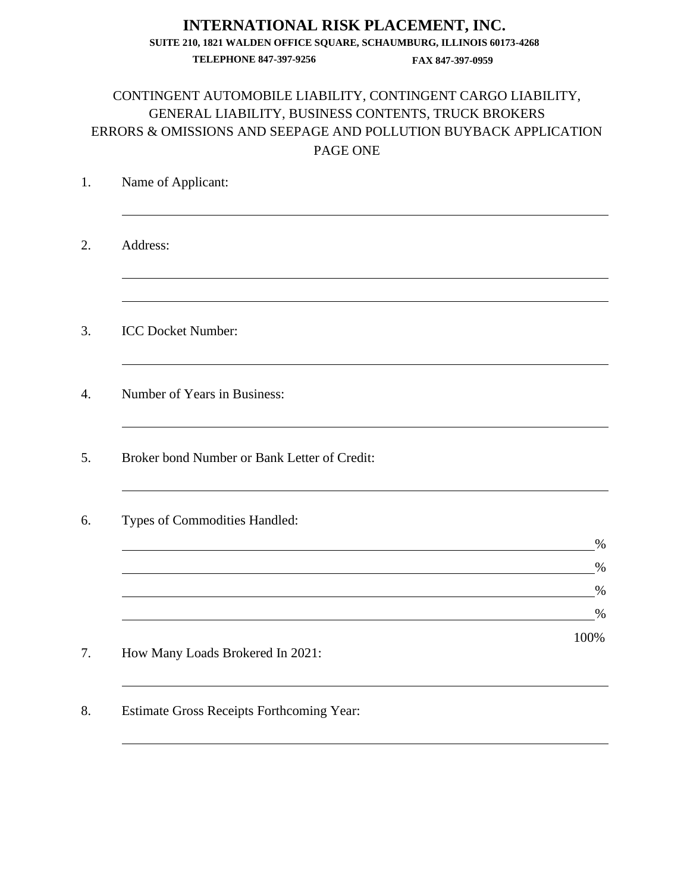# INTERNATIONAL RISK PLACEMENT, INC.

**SUITE 210, 1821 WALDEN OFFICE SQUARE, SCHAUMBURG, ILLINOIS 60173-4268**

**TELEPHONE 847-397-9256** **FAX 847-397-0959**

CONTINGENT AUTOMOBILE LIABILITY, CONTINGENT CARGO LIABILITY, GENERAL LIABILITY, BUSINESS CONTENTS, TRUCK BROKERS ERRORS & OMISSIONS AND SEEPAGE AND POLLUTION BUYBACK APPLICATION PAGE ONE

1. Name of Applicant:

   ______________________________________________

2. Address:

   ______________________________________________

   ______________________________________________

3. ICC Docket Number:

   ______________________________________________

4. Number of Years in Business:

   ______________________________________________

5. Broker bond Number or Bank Letter of Credit:

   ______________________________________________

6. Types of Commodities Handled:

   ______________________________________________%

   ______________________________________________%

   ______________________________________________%

   ______________________________________________%

   100%

7. How Many Loads Brokered In 2021:

   ______________________________________________

8. Estimate Gross Receipts Forthcoming Year:

   ______________________________________________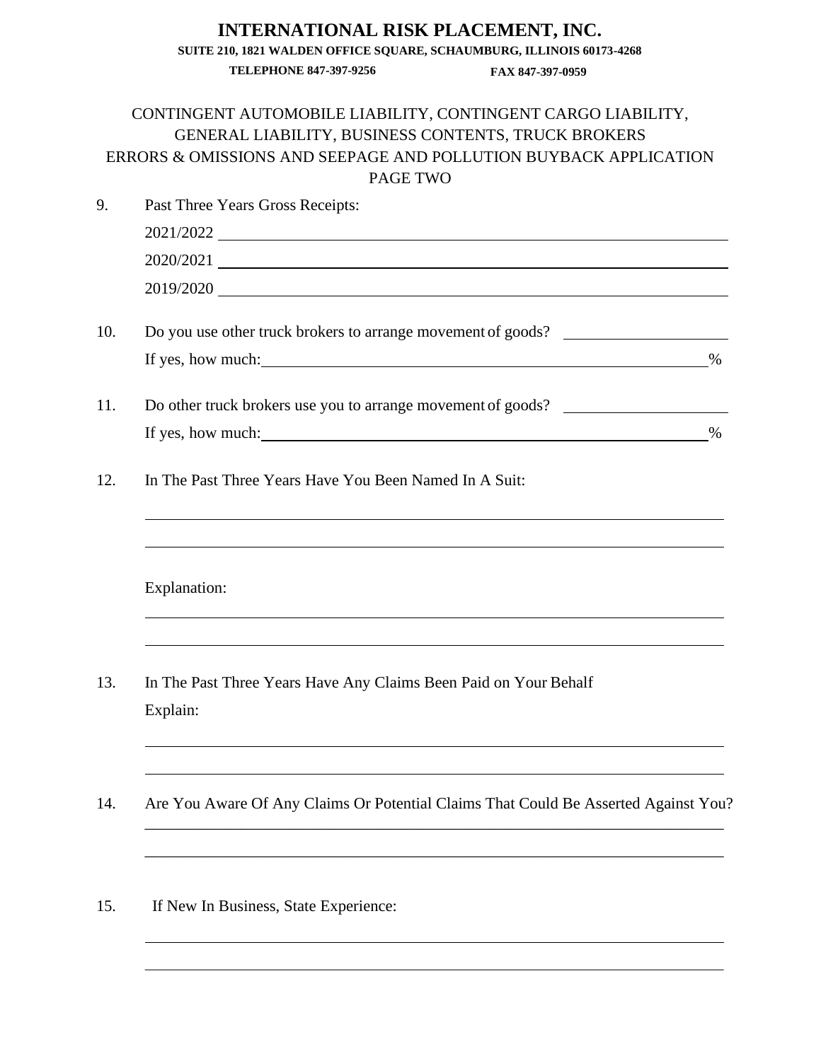# INTERNATIONAL RISK PLACEMENT, INC.

**SUITE 210, 1821 WALDEN OFFICE SQUARE, SCHAUMBURG, ILLINOIS 60173-4268**

**TELEPHONE 847-397-9256** **FAX 847-397-0959**

CONTINGENT AUTOMOBILE LIABILITY, CONTINGENT CARGO LIABILITY, GENERAL LIABILITY, BUSINESS CONTENTS, TRUCK BROKERS ERRORS & OMISSIONS AND SEEPAGE AND POLLUTION BUYBACK APPLICATION

PAGE TWO

9. Past Three Years Gross Receipts:

   2021/2022 ____________________

   2020/2021 ____________________

   2019/2020 ____________________

10. Do you use other truck brokers to arrange movement of goods? ____________________

    If yes, how much: ____________________%

11. Do other truck brokers use you to arrange movement of goods? ____________________

    If yes, how much: ____________________%

12. In The Past Three Years Have You Been Named In A Suit:

    ____________________

    ____________________

    Explanation:

    ____________________

    ____________________

13. In The Past Three Years Have Any Claims Been Paid on Your Behalf

    Explain:

    ____________________

    ____________________

14. Are You Aware Of Any Claims Or Potential Claims That Could Be Asserted Against You?

    ____________________

    ____________________

15. If New In Business, State Experience:

    ____________________

    ____________________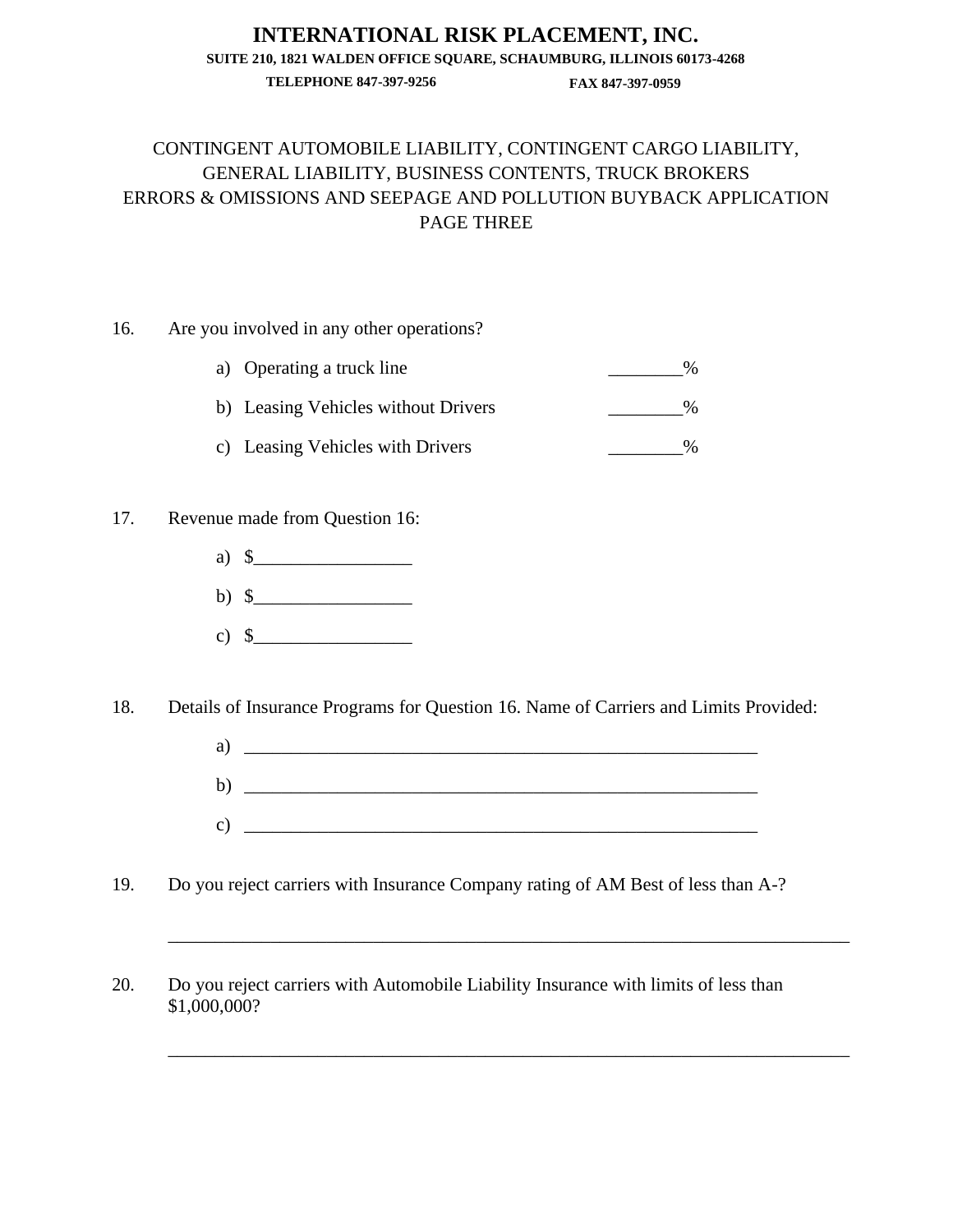# INTERNATIONAL RISK PLACEMENT, INC.

**SUITE 210, 1821 WALDEN OFFICE SQUARE, SCHAUMBURG, ILLINOIS 60173-4268**

**TELEPHONE 847-397-9256** **FAX 847-397-0959**

CONTINGENT AUTOMOBILE LIABILITY, CONTINGENT CARGO LIABILITY, GENERAL LIABILITY, BUSINESS CONTENTS, TRUCK BROKERS ERRORS & OMISSIONS AND SEEPAGE AND POLLUTION BUYBACK APPLICATION
PAGE THREE

16. Are you involved in any other operations?

    a) Operating a truck line ________%

    b) Leasing Vehicles without Drivers ________%

    c) Leasing Vehicles with Drivers ________%

17. Revenue made from Question 16:

    a) $_________________

    b) $_________________

    c) $_________________

18. Details of Insurance Programs for Question 16. Name of Carriers and Limits Provided:

    a) __________________________________________________________

    b) __________________________________________________________

    c) __________________________________________________________

19. Do you reject carriers with Insurance Company rating of AM Best of less than A-?

    ____________________________________________________________________________

20. Do you reject carriers with Automobile Liability Insurance with limits of less than $1,000,000?

    ____________________________________________________________________________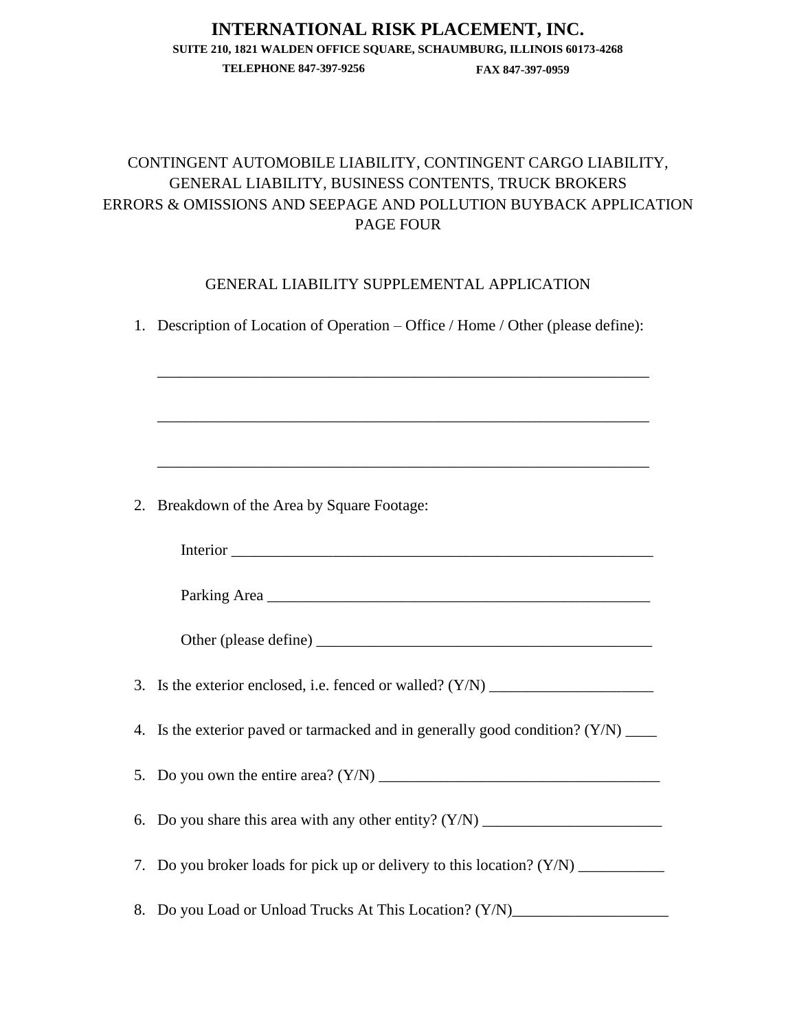# INTERNATIONAL RISK PLACEMENT, INC.

**SUITE 210, 1821 WALDEN OFFICE SQUARE, SCHAUMBURG, ILLINOIS 60173-4268**

**TELEPHONE 847-397-9256** **FAX 847-397-0959**

CONTINGENT AUTOMOBILE LIABILITY, CONTINGENT CARGO LIABILITY, GENERAL LIABILITY, BUSINESS CONTENTS, TRUCK BROKERS ERRORS & OMISSIONS AND SEEPAGE AND POLLUTION BUYBACK APPLICATION PAGE FOUR

GENERAL LIABILITY SUPPLEMENTAL APPLICATION

1. Description of Location of Operation – Office / Home / Other (please define):

   ________________________________________________________________

   ________________________________________________________________

   ________________________________________________________________

2. Breakdown of the Area by Square Footage:

   Interior ________________________________________________________

   Parking Area ____________________________________________________

   Other (please define) ____________________________________________

3. Is the exterior enclosed, i.e. fenced or walled? (Y/N) _____________________

4. Is the exterior paved or tarmacked and in generally good condition? (Y/N) ____

5. Do you own the entire area? (Y/N) ____________________________________

6. Do you share this area with any other entity? (Y/N) _______________________

7. Do you broker loads for pick up or delivery to this location? (Y/N) ___________

8. Do you Load or Unload Trucks At This Location? (Y/N)____________________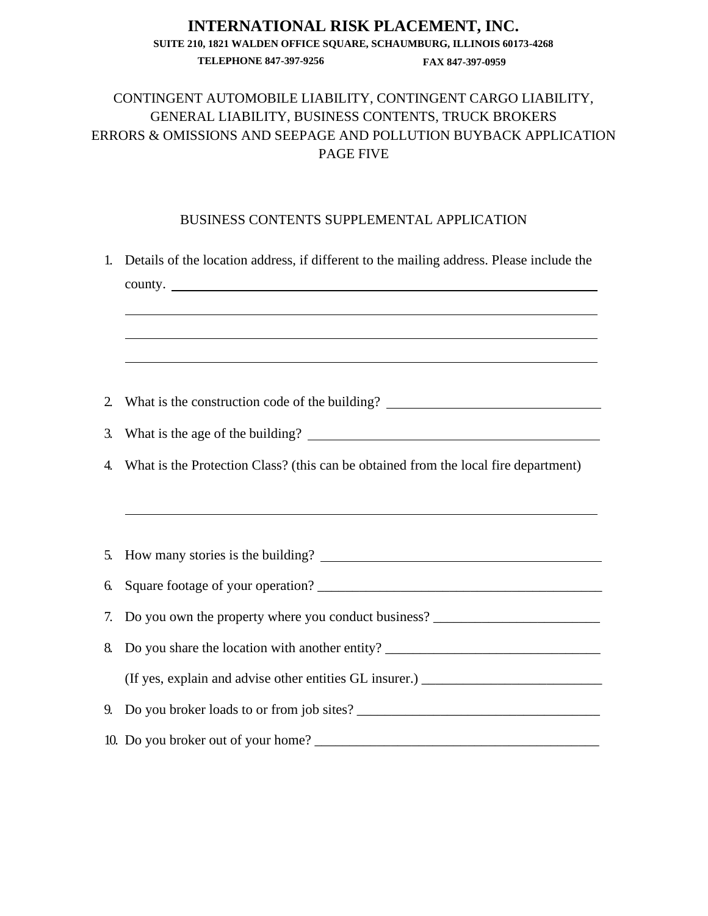# INTERNATIONAL RISK PLACEMENT, INC.

**SUITE 210, 1821 WALDEN OFFICE SQUARE, SCHAUMBURG, ILLINOIS 60173-4268**

**TELEPHONE 847-397-9256 FAX 847-397-0959**

CONTINGENT AUTOMOBILE LIABILITY, CONTINGENT CARGO LIABILITY, GENERAL LIABILITY, BUSINESS CONTENTS, TRUCK BROKERS ERRORS & OMISSIONS AND SEEPAGE AND POLLUTION BUYBACK APPLICATION PAGE FIVE

## BUSINESS CONTENTS SUPPLEMENTAL APPLICATION

1. Details of the location address, if different to the mailing address. Please include the county. ______________________________________________

   ______________________________________________

   ______________________________________________

   ______________________________________________

2. What is the construction code of the building? ______________________________

3. What is the age of the building? ______________________________

4. What is the Protection Class? (this can be obtained from the local fire department)

   ______________________________________________

5. How many stories is the building? ______________________________

6. Square footage of your operation? ______________________________

7. Do you own the property where you conduct business? ______________________________

8. Do you share the location with another entity? ______________________________

   (If yes, explain and advise other entities GL insurer.) ______________________________

9. Do you broker loads to or from job sites? ______________________________

10. Do you broker out of your home? ______________________________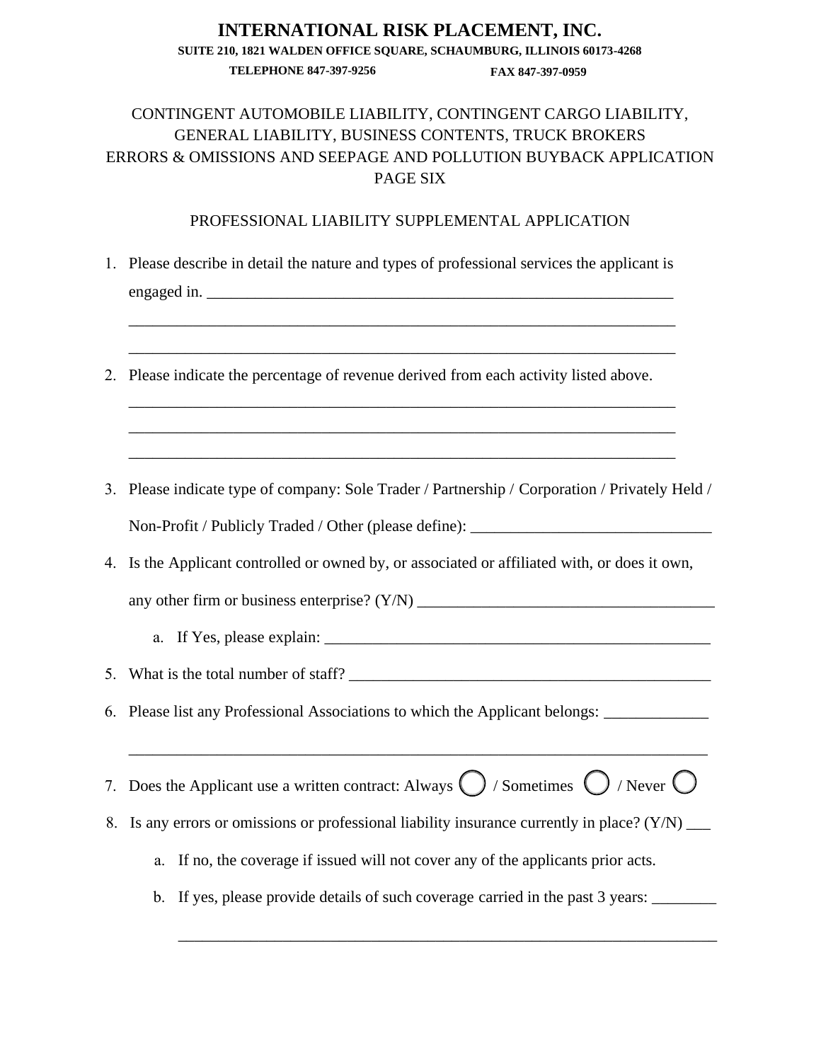# INTERNATIONAL RISK PLACEMENT, INC.

**SUITE 210, 1821 WALDEN OFFICE SQUARE, SCHAUMBURG, ILLINOIS 60173-4268**

**TELEPHONE 847-397-9256** **FAX 847-397-0959**

CONTINGENT AUTOMOBILE LIABILITY, CONTINGENT CARGO LIABILITY, GENERAL LIABILITY, BUSINESS CONTENTS, TRUCK BROKERS ERRORS & OMISSIONS AND SEEPAGE AND POLLUTION BUYBACK APPLICATION PAGE SIX

PROFESSIONAL LIABILITY SUPPLEMENTAL APPLICATION

1. Please describe in detail the nature and types of professional services the applicant is engaged in. ______________________________________________________________
_______________________________________________________________________
_______________________________________________________________________

2. Please indicate the percentage of revenue derived from each activity listed above.
_______________________________________________________________________
_______________________________________________________________________
_______________________________________________________________________

3. Please indicate type of company: Sole Trader / Partnership / Corporation / Privately Held / Non-Profit / Publicly Traded / Other (please define): ______________________________

4. Is the Applicant controlled or owned by, or associated or affiliated with, or does it own, any other firm or business enterprise? (Y/N) ______________________________________
   a. If Yes, please explain: __________________________________________________

5. What is the total number of staff? ______________________________________________

6. Please list any Professional Associations to which the Applicant belongs: _____________
_________________________________________________________________________

7. Does the Applicant use a written contract: Always ◯ / Sometimes ◯ / Never ◯

8. Is any errors or omissions or professional liability insurance currently in place? (Y/N) ___
   a. If no, the coverage if issued will not cover any of the applicants prior acts.
   b. If yes, please provide details of such coverage carried in the past 3 years: ________
   _________________________________________________________________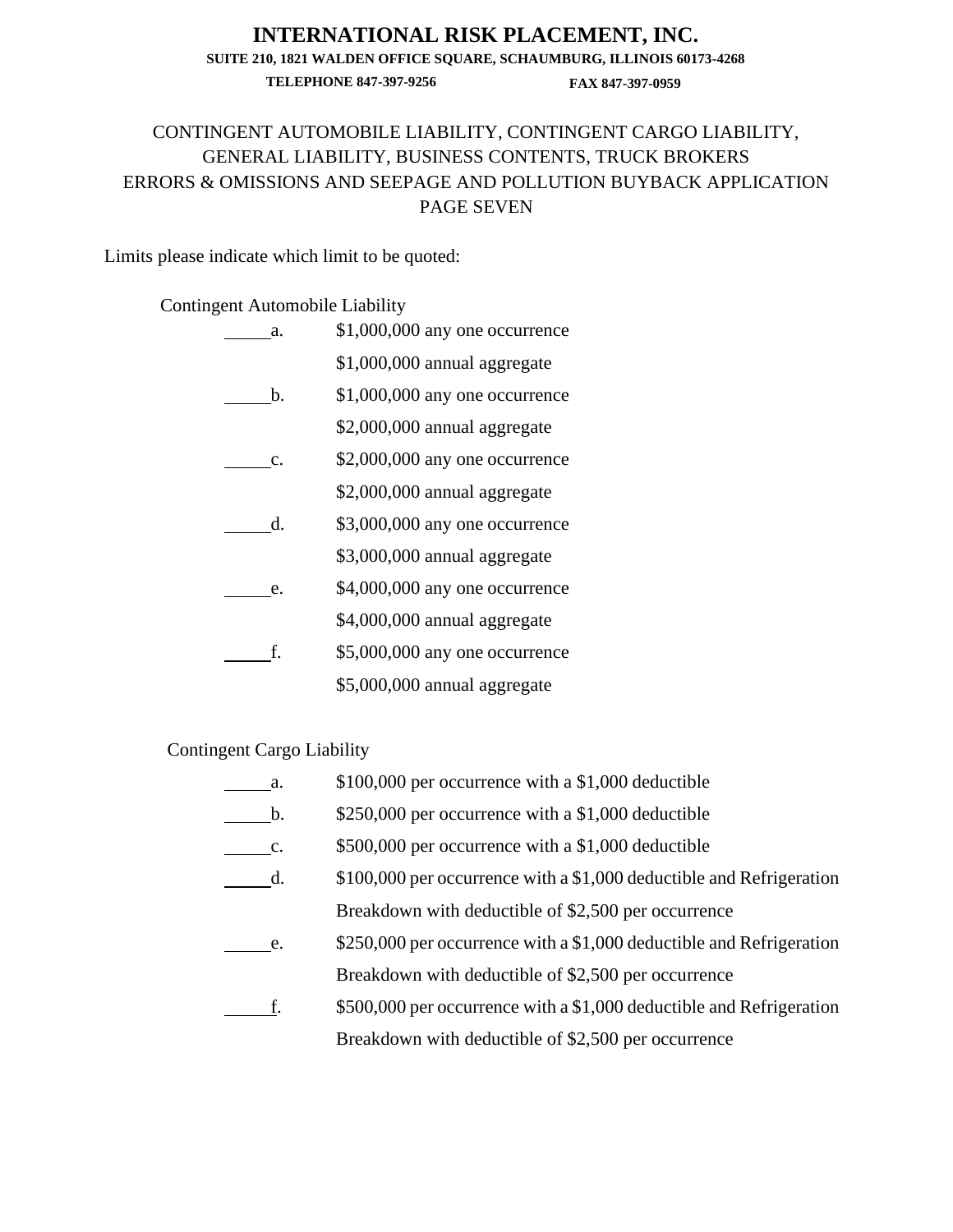# INTERNATIONAL RISK PLACEMENT, INC.

**SUITE 210, 1821 WALDEN OFFICE SQUARE, SCHAUMBURG, ILLINOIS 60173-4268**

**TELEPHONE 847-397-9256** **FAX 847-397-0959**

CONTINGENT AUTOMOBILE LIABILITY, CONTINGENT CARGO LIABILITY, GENERAL LIABILITY, BUSINESS CONTENTS, TRUCK BROKERS ERRORS & OMISSIONS AND SEEPAGE AND POLLUTION BUYBACK APPLICATION PAGE SEVEN

Limits please indicate which limit to be quoted:

Contingent Automobile Liability

_____a. $1,000,000 any one occurrence
$1,000,000 annual aggregate

_____b. $1,000,000 any one occurrence
$2,000,000 annual aggregate

_____c. $2,000,000 any one occurrence
$2,000,000 annual aggregate

_____d. $3,000,000 any one occurrence
$3,000,000 annual aggregate

_____e. $4,000,000 any one occurrence
$4,000,000 annual aggregate

_____f. $5,000,000 any one occurrence
$5,000,000 annual aggregate

Contingent Cargo Liability

_____a. $100,000 per occurrence with a $1,000 deductible

_____b. $250,000 per occurrence with a $1,000 deductible

_____c. $500,000 per occurrence with a $1,000 deductible

_____d. $100,000 per occurrence with a $1,000 deductible and Refrigeration Breakdown with deductible of $2,500 per occurrence

_____e. $250,000 per occurrence with a $1,000 deductible and Refrigeration Breakdown with deductible of $2,500 per occurrence

_____f. $500,000 per occurrence with a $1,000 deductible and Refrigeration Breakdown with deductible of $2,500 per occurrence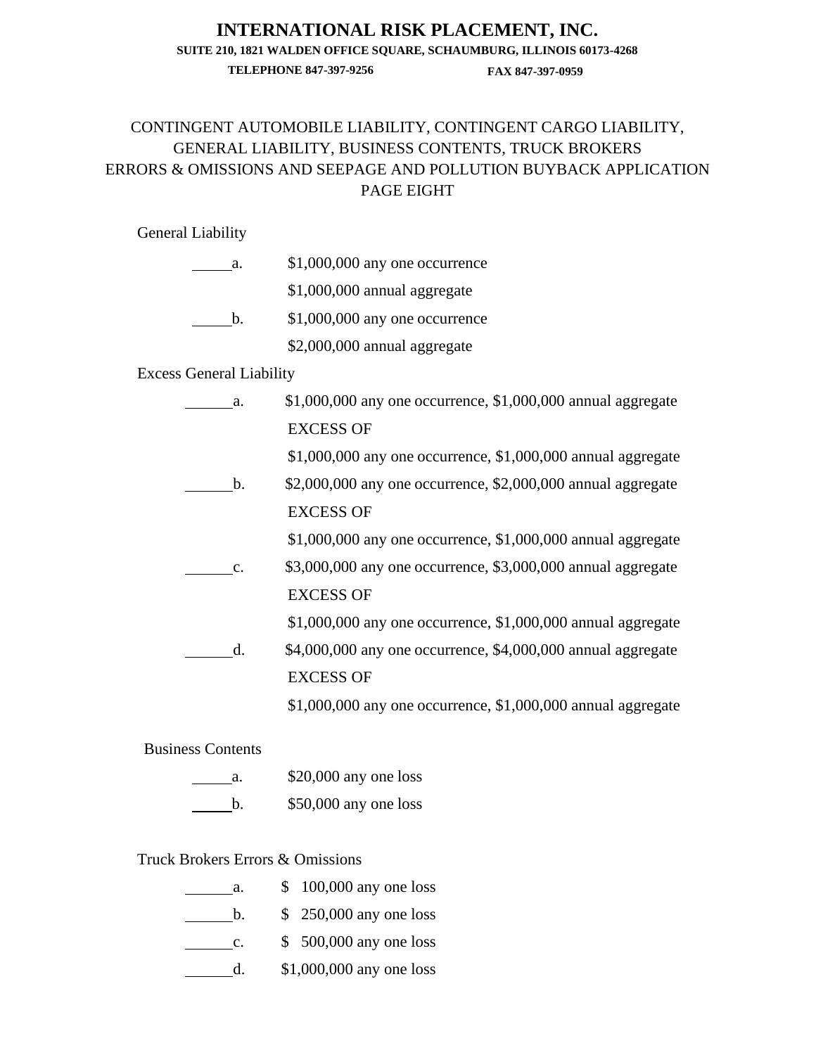# INTERNATIONAL RISK PLACEMENT, INC.

**SUITE 210, 1821 WALDEN OFFICE SQUARE, SCHAUMBURG, ILLINOIS 60173-4268**

**TELEPHONE 847-397-9256** **FAX 847-397-0959**

CONTINGENT AUTOMOBILE LIABILITY, CONTINGENT CARGO LIABILITY, GENERAL LIABILITY, BUSINESS CONTENTS, TRUCK BROKERS ERRORS & OMISSIONS AND SEEPAGE AND POLLUTION BUYBACK APPLICATION
PAGE EIGHT

General Liability

_____a. $1,000,000 any one occurrence
$1,000,000 annual aggregate

_____b. $1,000,000 any one occurrence
$2,000,000 annual aggregate

Excess General Liability

______a. $1,000,000 any one occurrence, $1,000,000 annual aggregate
EXCESS OF
$1,000,000 any one occurrence, $1,000,000 annual aggregate

______b. $2,000,000 any one occurrence, $2,000,000 annual aggregate
EXCESS OF
$1,000,000 any one occurrence, $1,000,000 annual aggregate

______c. $3,000,000 any one occurrence, $3,000,000 annual aggregate
EXCESS OF
$1,000,000 any one occurrence, $1,000,000 annual aggregate

______d. $4,000,000 any one occurrence, $4,000,000 annual aggregate
EXCESS OF
$1,000,000 any one occurrence, $1,000,000 annual aggregate

Business Contents

_____a. $20,000 any one loss

_____b. $50,000 any one loss

Truck Brokers Errors & Omissions

______a. $ 100,000 any one loss

______b. $ 250,000 any one loss

______c. $ 500,000 any one loss

______d. $1,000,000 any one loss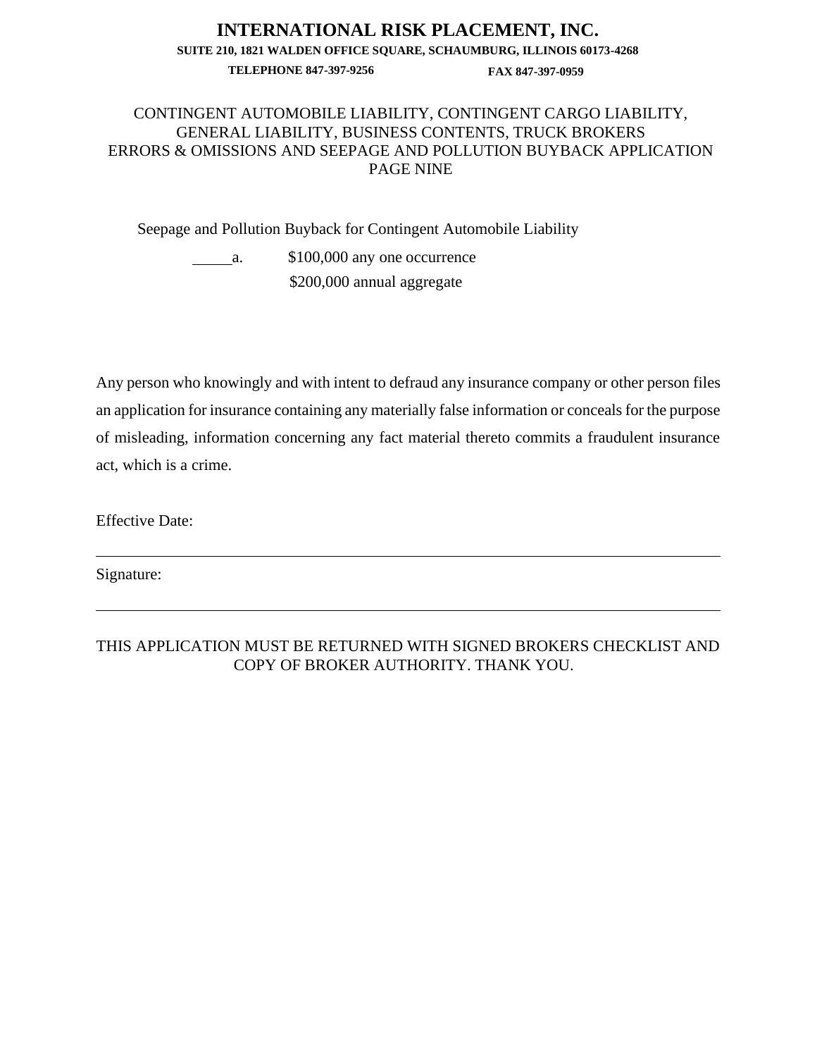# INTERNATIONAL RISK PLACEMENT, INC.

**SUITE 210, 1821 WALDEN OFFICE SQUARE, SCHAUMBURG, ILLINOIS 60173-4268**

**TELEPHONE 847-397-9256** **FAX 847-397-0959**

CONTINGENT AUTOMOBILE LIABILITY, CONTINGENT CARGO LIABILITY, GENERAL LIABILITY, BUSINESS CONTENTS, TRUCK BROKERS ERRORS & OMISSIONS AND SEEPAGE AND POLLUTION BUYBACK APPLICATION PAGE NINE

Seepage and Pollution Buyback for Contingent Automobile Liability

_____a. $100,000 any one occurrence
$200,000 annual aggregate

Any person who knowingly and with intent to defraud any insurance company or other person files an application for insurance containing any materially false information or conceals for the purpose of misleading, information concerning any fact material thereto commits a fraudulent insurance act, which is a crime.

Effective Date:

______________________________________________________________________

Signature:

______________________________________________________________________

THIS APPLICATION MUST BE RETURNED WITH SIGNED BROKERS CHECKLIST AND COPY OF BROKER AUTHORITY. THANK YOU.